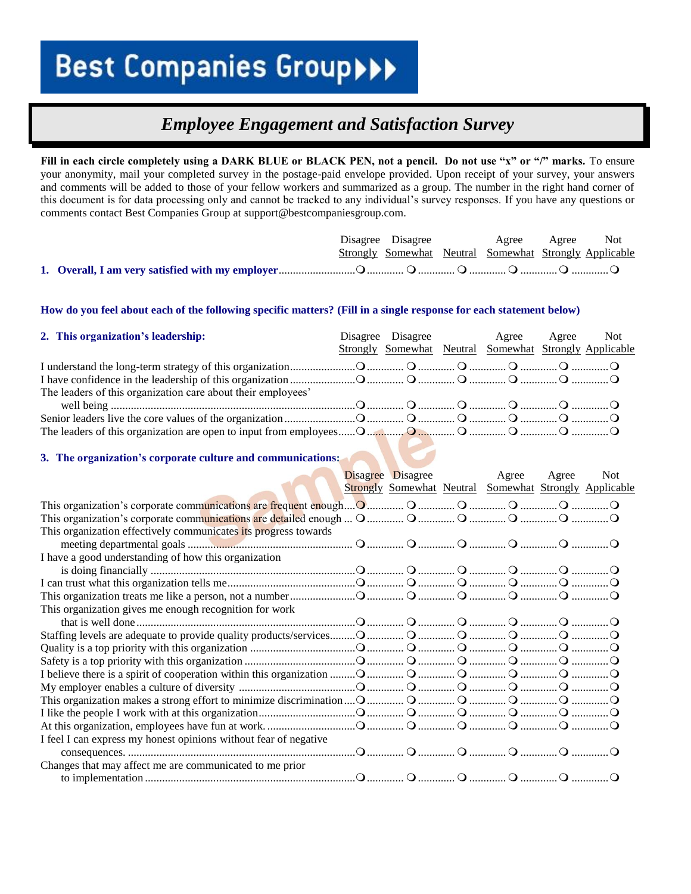# Best Companies Group

## *Employee Engagement and Satisfaction Survey*

**Fill in each circle completely using a DARK BLUE or BLACK PEN, not a pencil. Do not use "x" or "/" marks.** To ensure your anonymity, mail your completed survey in the postage-paid envelope provided. Upon receipt of your survey, your answers and comments will be added to those of your fellow workers and summarized as a group. The number in the right hand corner of this document is for data processing only and cannot be tracked to any individual's survey responses. If you have any questions or comments contact Best Companies Group at support@bestcompaniesgroup.com.

| | Disagree Strongly | Disagree Somewhat | Neutral | Agree Somewhat | Agree Strongly | Not Applicable |
|---|---|---|---|---|---|---|
| **1. Overall, I am very satisfied with my employer** | ❍ | ❍ | ❍ | ❍ | ❍ | ❍ |

**How do you feel about each of the following specific matters? (Fill in a single response for each statement below)**

| **2. This organization's leadership:** | Disagree Strongly | Disagree Somewhat | Neutral | Agree Somewhat | Agree Strongly | Not Applicable |
|---|---|---|---|---|---|---|
| I understand the long-term strategy of this organization | ❍ | ❍ | ❍ | ❍ | ❍ | ❍ |
| I have confidence in the leadership of this organization | ❍ | ❍ | ❍ | ❍ | ❍ | ❍ |
| The leaders of this organization care about their employees' well being | ❍ | ❍ | ❍ | ❍ | ❍ | ❍ |
| Senior leaders live the core values of the organization | ❍ | ❍ | ❍ | ❍ | ❍ | ❍ |
| The leaders of this organization are open to input from employees | ❍ | ❍ | ❍ | ❍ | ❍ | ❍ |

| **3. The organization's corporate culture and communications:** | Disagree Strongly | Disagree Somewhat | Neutral | Agree Somewhat | Agree Strongly | Not Applicable |
|---|---|---|---|---|---|---|
| This organization's corporate communications are frequent enough | ❍ | ❍ | ❍ | ❍ | ❍ | ❍ |
| This organization's corporate communications are detailed enough | ❍ | ❍ | ❍ | ❍ | ❍ | ❍ |
| This organization effectively communicates its progress towards meeting departmental goals | ❍ | ❍ | ❍ | ❍ | ❍ | ❍ |
| I have a good understanding of how this organization is doing financially | ❍ | ❍ | ❍ | ❍ | ❍ | ❍ |
| I can trust what this organization tells me | ❍ | ❍ | ❍ | ❍ | ❍ | ❍ |
| This organization treats me like a person, not a number | ❍ | ❍ | ❍ | ❍ | ❍ | ❍ |
| This organization gives me enough recognition for work that is well done | ❍ | ❍ | ❍ | ❍ | ❍ | ❍ |
| Staffing levels are adequate to provide quality products/services | ❍ | ❍ | ❍ | ❍ | ❍ | ❍ |
| Quality is a top priority with this organization | ❍ | ❍ | ❍ | ❍ | ❍ | ❍ |
| Safety is a top priority with this organization | ❍ | ❍ | ❍ | ❍ | ❍ | ❍ |
| I believe there is a spirit of cooperation within this organization | ❍ | ❍ | ❍ | ❍ | ❍ | ❍ |
| My employer enables a culture of diversity | ❍ | ❍ | ❍ | ❍ | ❍ | ❍ |
| This organization makes a strong effort to minimize discrimination | ❍ | ❍ | ❍ | ❍ | ❍ | ❍ |
| I like the people I work with at this organization | ❍ | ❍ | ❍ | ❍ | ❍ | ❍ |
| At this organization, employees have fun at work. | ❍ | ❍ | ❍ | ❍ | ❍ | ❍ |
| I feel I can express my honest opinions without fear of negative consequences. | ❍ | ❍ | ❍ | ❍ | ❍ | ❍ |
| Changes that may affect me are communicated to me prior to implementation | ❍ | ❍ | ❍ | ❍ | ❍ | ❍ |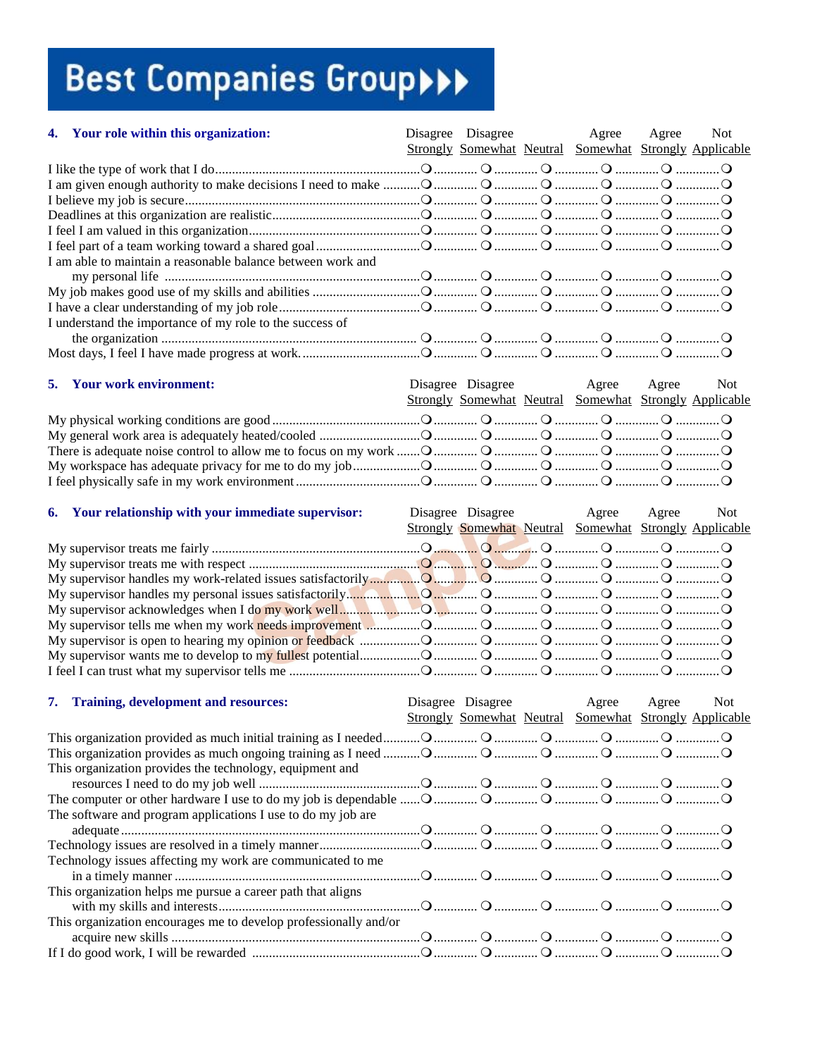# Best Companies Group

### 4. Your role within this organization:

| | Disagree Strongly | Disagree Somewhat | Neutral | Agree Somewhat | Agree Strongly | Not Applicable |
|---|---|---|---|---|---|---|
| I like the type of work that I do | ❍ | ❍ | ❍ | ❍ | ❍ | ❍ |
| I am given enough authority to make decisions I need to make | ❍ | ❍ | ❍ | ❍ | ❍ | ❍ |
| I believe my job is secure | ❍ | ❍ | ❍ | ❍ | ❍ | ❍ |
| Deadlines at this organization are realistic | ❍ | ❍ | ❍ | ❍ | ❍ | ❍ |
| I feel I am valued in this organization | ❍ | ❍ | ❍ | ❍ | ❍ | ❍ |
| I feel part of a team working toward a shared goal | ❍ | ❍ | ❍ | ❍ | ❍ | ❍ |
| I am able to maintain a reasonable balance between work and my personal life | ❍ | ❍ | ❍ | ❍ | ❍ | ❍ |
| My job makes good use of my skills and abilities | ❍ | ❍ | ❍ | ❍ | ❍ | ❍ |
| I have a clear understanding of my job role | ❍ | ❍ | ❍ | ❍ | ❍ | ❍ |
| I understand the importance of my role to the success of the organization | ❍ | ❍ | ❍ | ❍ | ❍ | ❍ |
| Most days, I feel I have made progress at work. | ❍ | ❍ | ❍ | ❍ | ❍ | ❍ |

### 5. Your work environment:

| | Disagree Strongly | Disagree Somewhat | Neutral | Agree Somewhat | Agree Strongly | Not Applicable |
|---|---|---|---|---|---|---|
| My physical working conditions are good | ❍ | ❍ | ❍ | ❍ | ❍ | ❍ |
| My general work area is adequately heated/cooled | ❍ | ❍ | ❍ | ❍ | ❍ | ❍ |
| There is adequate noise control to allow me to focus on my work | ❍ | ❍ | ❍ | ❍ | ❍ | ❍ |
| My workspace has adequate privacy for me to do my job | ❍ | ❍ | ❍ | ❍ | ❍ | ❍ |
| I feel physically safe in my work environment | ❍ | ❍ | ❍ | ❍ | ❍ | ❍ |

### 6. Your relationship with your immediate supervisor:

| | Disagree Strongly | Disagree Somewhat | Neutral | Agree Somewhat | Agree Strongly | Not Applicable |
|---|---|---|---|---|---|---|
| My supervisor treats me fairly | ❍ | ❍ | ❍ | ❍ | ❍ | ❍ |
| My supervisor treats me with respect | ❍ | ❍ | ❍ | ❍ | ❍ | ❍ |
| My supervisor handles my work-related issues satisfactorily | ❍ | ❍ | ❍ | ❍ | ❍ | ❍ |
| My supervisor handles my personal issues satisfactorily | ❍ | ❍ | ❍ | ❍ | ❍ | ❍ |
| My supervisor acknowledges when I do my work well | ❍ | ❍ | ❍ | ❍ | ❍ | ❍ |
| My supervisor tells me when my work needs improvement | ❍ | ❍ | ❍ | ❍ | ❍ | ❍ |
| My supervisor is open to hearing my opinion or feedback | ❍ | ❍ | ❍ | ❍ | ❍ | ❍ |
| My supervisor wants me to develop to my fullest potential | ❍ | ❍ | ❍ | ❍ | ❍ | ❍ |
| I feel I can trust what my supervisor tells me | ❍ | ❍ | ❍ | ❍ | ❍ | ❍ |

### 7. Training, development and resources:

| | Disagree Strongly | Disagree Somewhat | Neutral | Agree Somewhat | Agree Strongly | Not Applicable |
|---|---|---|---|---|---|---|
| This organization provided as much initial training as I needed | ❍ | ❍ | ❍ | ❍ | ❍ | ❍ |
| This organization provides as much ongoing training as I need | ❍ | ❍ | ❍ | ❍ | ❍ | ❍ |
| This organization provides the technology, equipment and resources I need to do my job well | ❍ | ❍ | ❍ | ❍ | ❍ | ❍ |
| The computer or other hardware I use to do my job is dependable | ❍ | ❍ | ❍ | ❍ | ❍ | ❍ |
| The software and program applications I use to do my job are adequate | ❍ | ❍ | ❍ | ❍ | ❍ | ❍ |
| Technology issues are resolved in a timely manner | ❍ | ❍ | ❍ | ❍ | ❍ | ❍ |
| Technology issues affecting my work are communicated to me in a timely manner | ❍ | ❍ | ❍ | ❍ | ❍ | ❍ |
| This organization helps me pursue a career path that aligns with my skills and interests | ❍ | ❍ | ❍ | ❍ | ❍ | ❍ |
| This organization encourages me to develop professionally and/or acquire new skills | ❍ | ❍ | ❍ | ❍ | ❍ | ❍ |
| If I do good work, I will be rewarded | ❍ | ❍ | ❍ | ❍ | ❍ | ❍ |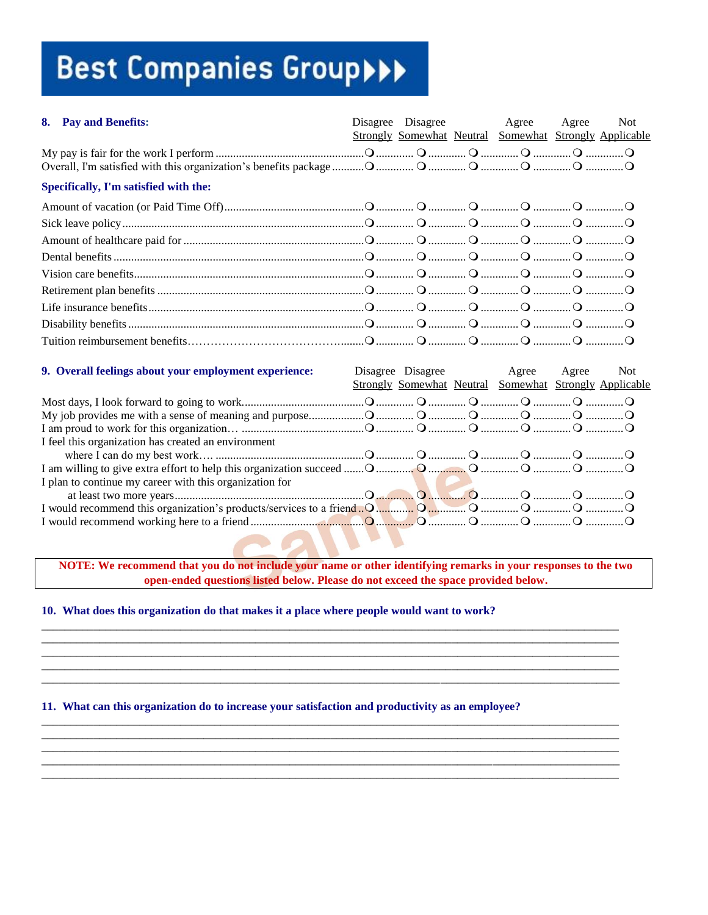# Best Companies Group

## 8. Pay and Benefits:

| | Disagree Strongly | Disagree Somewhat | Neutral | Agree Somewhat | Agree Strongly | Not Applicable |
|---|---|---|---|---|---|---|
| My pay is fair for the work I perform | ❍ | ❍ | ❍ | ❍ | ❍ | ❍ |
| Overall, I'm satisfied with this organization's benefits package | ❍ | ❍ | ❍ | ❍ | ❍ | ❍ |

**Specifically, I'm satisfied with the:**

| | Disagree Strongly | Disagree Somewhat | Neutral | Agree Somewhat | Agree Strongly | Not Applicable |
|---|---|---|---|---|---|---|
| Amount of vacation (or Paid Time Off) | ❍ | ❍ | ❍ | ❍ | ❍ | ❍ |
| Sick leave policy | ❍ | ❍ | ❍ | ❍ | ❍ | ❍ |
| Amount of healthcare paid for | ❍ | ❍ | ❍ | ❍ | ❍ | ❍ |
| Dental benefits | ❍ | ❍ | ❍ | ❍ | ❍ | ❍ |
| Vision care benefits | ❍ | ❍ | ❍ | ❍ | ❍ | ❍ |
| Retirement plan benefits | ❍ | ❍ | ❍ | ❍ | ❍ | ❍ |
| Life insurance benefits | ❍ | ❍ | ❍ | ❍ | ❍ | ❍ |
| Disability benefits | ❍ | ❍ | ❍ | ❍ | ❍ | ❍ |
| Tuition reimbursement benefits | ❍ | ❍ | ❍ | ❍ | ❍ | ❍ |

## 9. Overall feelings about your employment experience:

| | Disagree Strongly | Disagree Somewhat | Neutral | Agree Somewhat | Agree Strongly | Not Applicable |
|---|---|---|---|---|---|---|
| Most days, I look forward to going to work | ❍ | ❍ | ❍ | ❍ | ❍ | ❍ |
| My job provides me with a sense of meaning and purpose | ❍ | ❍ | ❍ | ❍ | ❍ | ❍ |
| I am proud to work for this organization… | ❍ | ❍ | ❍ | ❍ | ❍ | ❍ |
| I feel this organization has created an environment where I can do my best work…. | ❍ | ❍ | ❍ | ❍ | ❍ | ❍ |
| I am willing to give extra effort to help this organization succeed | ❍ | ❍ | ❍ | ❍ | ❍ | ❍ |
| I plan to continue my career with this organization for at least two more years | ❍ | ❍ | ❍ | ❍ | ❍ | ❍ |
| I would recommend this organization's products/services to a friend | ❍ | ❍ | ❍ | ❍ | ❍ | ❍ |
| I would recommend working here to a friend | ❍ | ❍ | ❍ | ❍ | ❍ | ❍ |

Sample

**NOTE: We recommend that you do not include your name or other identifying remarks in your responses to the two open-ended questions listed below. Please do not exceed the space provided below.**

## 10. What does this organization do that makes it a place where people would want to work?

______________________________________________________________________________

______________________________________________________________________________

______________________________________________________________________________

______________________________________________________________________________

______________________________________________________________________________

## 11. What can this organization do to increase your satisfaction and productivity as an employee?

______________________________________________________________________________

______________________________________________________________________________

______________________________________________________________________________

______________________________________________________________________________

______________________________________________________________________________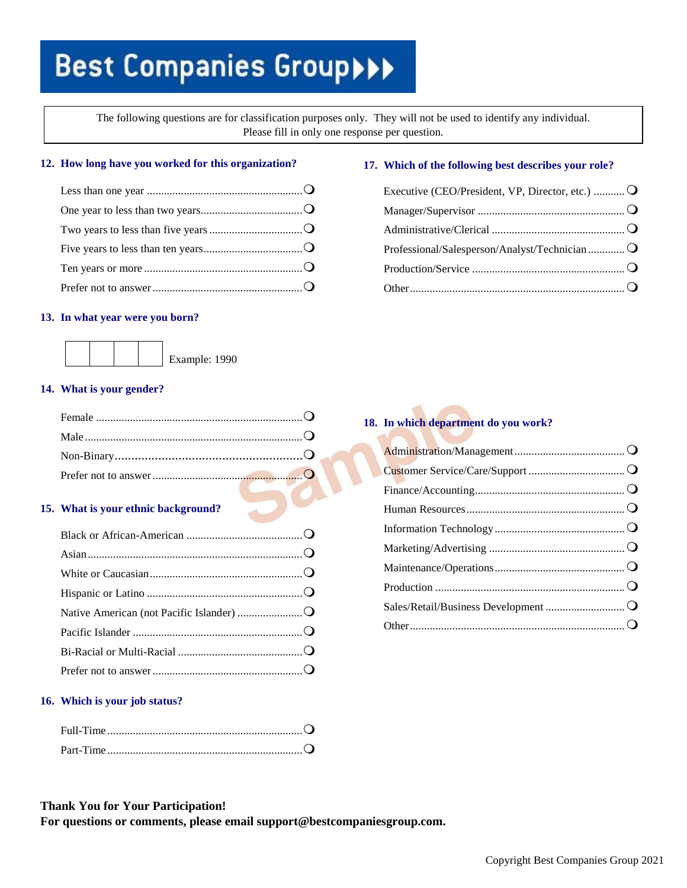# Best Companies Group

The following questions are for classification purposes only. They will not be used to identify any individual.
Please fill in only one response per question.

### 12. How long have you worked for this organization?

- Less than one year ❍
- One year to less than two years ❍
- Two years to less than five years ❍
- Five years to less than ten years ❍
- Ten years or more ❍
- Prefer not to answer ❍

### 13. In what year were you born?

| | | | |
|---|---|---|---|
| | | | |

Example: 1990

### 14. What is your gender?

- Female ❍
- Male ❍
- Non-Binary ❍
- Prefer not to answer ❍

### 15. What is your ethnic background?

- Black or African-American ❍
- Asian ❍
- White or Caucasian ❍
- Hispanic or Latino ❍
- Native American (not Pacific Islander) ❍
- Pacific Islander ❍
- Bi-Racial or Multi-Racial ❍
- Prefer not to answer ❍

### 16. Which is your job status?

- Full-Time ❍
- Part-Time ❍

### 17. Which of the following best describes your role?

- Executive (CEO/President, VP, Director, etc.) ❍
- Manager/Supervisor ❍
- Administrative/Clerical ❍
- Professional/Salesperson/Analyst/Technician ❍
- Production/Service ❍
- Other ❍

### 18. In which department do you work?

- Administration/Management ❍
- Customer Service/Care/Support ❍
- Finance/Accounting ❍
- Human Resources ❍
- Information Technology ❍
- Marketing/Advertising ❍
- Maintenance/Operations ❍
- Production ❍
- Sales/Retail/Business Development ❍
- Other ❍

**Thank You for Your Participation!**
**For questions or comments, please email support@bestcompaniesgroup.com.**

Copyright Best Companies Group 2021